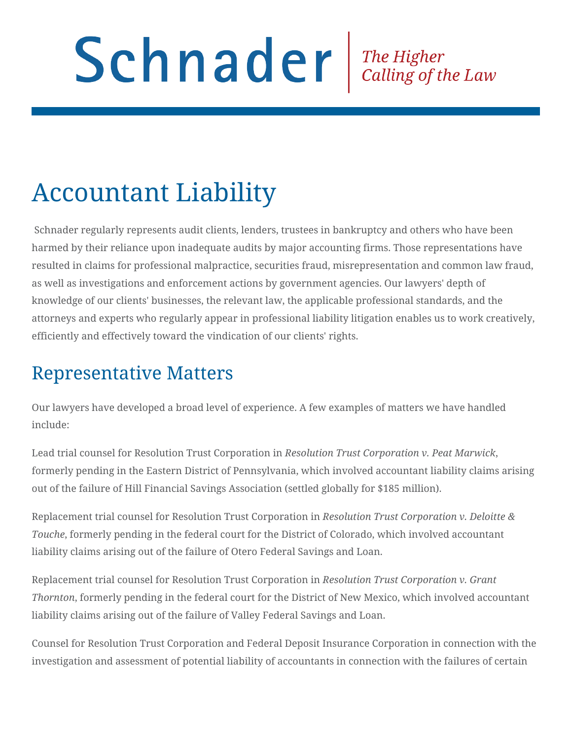Schnader | *The Higher Calling of the Law*

# Accountant Liability

Schnader regularly represents audit clients, lenders, trustees in bankruptcy and others who have been harmed by their reliance upon inadequate audits by major accounting firms. Those representations have resulted in claims for professional malpractice, securities fraud, misrepresentation and common law fraud, as well as investigations and enforcement actions by government agencies. Our lawyers' depth of knowledge of our clients' businesses, the relevant law, the applicable professional standards, and the attorneys and experts who regularly appear in professional liability litigation enables us to work creatively, efficiently and effectively toward the vindication of our clients' rights.

## Representative Matters

Our lawyers have developed a broad level of experience. A few examples of matters we have handled include:

Lead trial counsel for Resolution Trust Corporation in *Resolution Trust Corporation v. Peat Marwick*, formerly pending in the Eastern District of Pennsylvania, which involved accountant liability claims arising out of the failure of Hill Financial Savings Association (settled globally for $185 million).

Replacement trial counsel for Resolution Trust Corporation in *Resolution Trust Corporation v. Deloitte & Touche*, formerly pending in the federal court for the District of Colorado, which involved accountant liability claims arising out of the failure of Otero Federal Savings and Loan.

Replacement trial counsel for Resolution Trust Corporation in *Resolution Trust Corporation v. Grant Thornton*, formerly pending in the federal court for the District of New Mexico, which involved accountant liability claims arising out of the failure of Valley Federal Savings and Loan.

Counsel for Resolution Trust Corporation and Federal Deposit Insurance Corporation in connection with the investigation and assessment of potential liability of accountants in connection with the failures of certain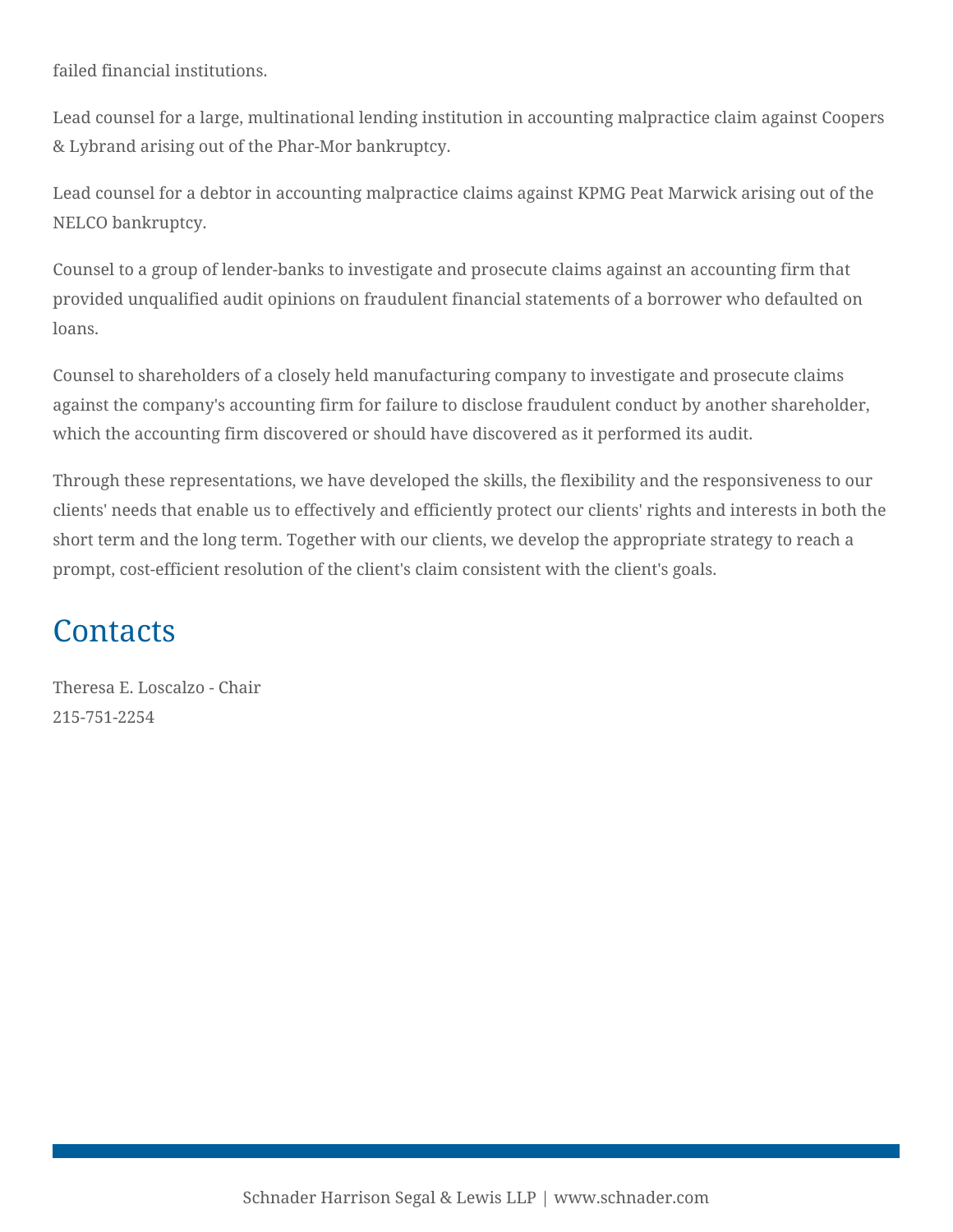failed financial institutions.

Lead counsel for a large, multinational lending institution in accounting malpractice claim against Coopers & Lybrand arising out of the Phar-Mor bankruptcy.

Lead counsel for a debtor in accounting malpractice claims against KPMG Peat Marwick arising out of the NELCO bankruptcy.

Counsel to a group of lender-banks to investigate and prosecute claims against an accounting firm that provided unqualified audit opinions on fraudulent financial statements of a borrower who defaulted on loans.

Counsel to shareholders of a closely held manufacturing company to investigate and prosecute claims against the company's accounting firm for failure to disclose fraudulent conduct by another shareholder, which the accounting firm discovered or should have discovered as it performed its audit.

Through these representations, we have developed the skills, the flexibility and the responsiveness to our clients' needs that enable us to effectively and efficiently protect our clients' rights and interests in both the short term and the long term. Together with our clients, we develop the appropriate strategy to reach a prompt, cost-efficient resolution of the client's claim consistent with the client's goals.

## Contacts

Theresa E. Loscalzo - Chair
215-751-2254